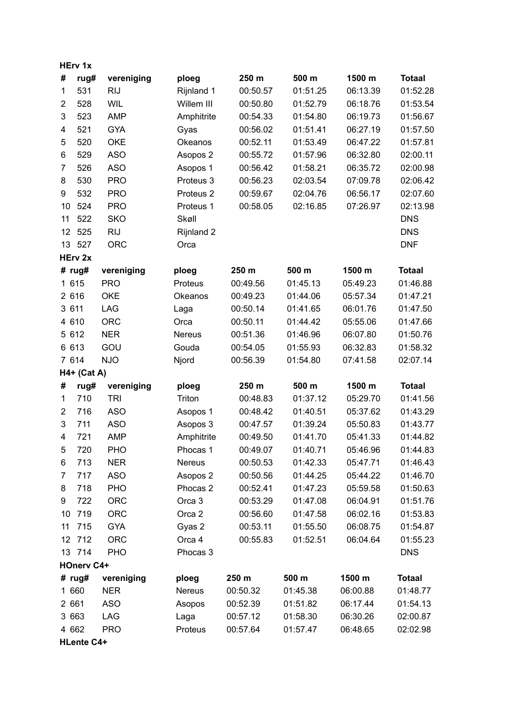**HErv 1x**

| # | rug# | vereniging | ploeg | 250 m | 500 m | 1500 m | Totaal |
|---|---|---|---|---|---|---|---|
| 1 | 531 | RIJ | Rijnland 1 | 00:50.57 | 01:51.25 | 06:13.39 | 01:52.28 |
| 2 | 528 | WIL | Willem III | 00:50.80 | 01:52.79 | 06:18.76 | 01:53.54 |
| 3 | 523 | AMP | Amphitrite | 00:54.33 | 01:54.80 | 06:19.73 | 01:56.67 |
| 4 | 521 | GYA | Gyas | 00:56.02 | 01:51.41 | 06:27.19 | 01:57.50 |
| 5 | 520 | OKE | Okeanos | 00:52.11 | 01:53.49 | 06:47.22 | 01:57.81 |
| 6 | 529 | ASO | Asopos 2 | 00:55.72 | 01:57.96 | 06:32.80 | 02:00.11 |
| 7 | 526 | ASO | Asopos 1 | 00:56.42 | 01:58.21 | 06:35.72 | 02:00.98 |
| 8 | 530 | PRO | Proteus 3 | 00:56.23 | 02:03.54 | 07:09.78 | 02:06.42 |
| 9 | 532 | PRO | Proteus 2 | 00:59.67 | 02:04.76 | 06:56.17 | 02:07.60 |
| 10 | 524 | PRO | Proteus 1 | 00:58.05 | 02:16.85 | 07:26.97 | 02:13.98 |
| 11 | 522 | SKO | Skøll | | | | DNS |
| 12 | 525 | RIJ | Rijnland 2 | | | | DNS |
| 13 | 527 | ORC | Orca | | | | DNF |

**HErv 2x**

| # | rug# | vereniging | ploeg | 250 m | 500 m | 1500 m | Totaal |
|---|---|---|---|---|---|---|---|
| 1 | 615 | PRO | Proteus | 00:49.56 | 01:45.13 | 05:49.23 | 01:46.88 |
| 2 | 616 | OKE | Okeanos | 00:49.23 | 01:44.06 | 05:57.34 | 01:47.21 |
| 3 | 611 | LAG | Laga | 00:50.14 | 01:41.65 | 06:01.76 | 01:47.50 |
| 4 | 610 | ORC | Orca | 00:50.11 | 01:44.42 | 05:55.06 | 01:47.66 |
| 5 | 612 | NER | Nereus | 00:51.36 | 01:46.96 | 06:07.80 | 01:50.76 |
| 6 | 613 | GOU | Gouda | 00:54.05 | 01:55.93 | 06:32.83 | 01:58.32 |
| 7 | 614 | NJO | Njord | 00:56.39 | 01:54.80 | 07:41.58 | 02:07.14 |

**H4+ (Cat A)**

| # | rug# | vereniging | ploeg | 250 m | 500 m | 1500 m | Totaal |
|---|---|---|---|---|---|---|---|
| 1 | 710 | TRI | Triton | 00:48.83 | 01:37.12 | 05:29.70 | 01:41.56 |
| 2 | 716 | ASO | Asopos 1 | 00:48.42 | 01:40.51 | 05:37.62 | 01:43.29 |
| 3 | 711 | ASO | Asopos 3 | 00:47.57 | 01:39.24 | 05:50.83 | 01:43.77 |
| 4 | 721 | AMP | Amphitrite | 00:49.50 | 01:41.70 | 05:41.33 | 01:44.82 |
| 5 | 720 | PHO | Phocas 1 | 00:49.07 | 01:40.71 | 05:46.96 | 01:44.83 |
| 6 | 713 | NER | Nereus | 00:50.53 | 01:42.33 | 05:47.71 | 01:46.43 |
| 7 | 717 | ASO | Asopos 2 | 00:50.56 | 01:44.25 | 05:44.22 | 01:46.70 |
| 8 | 718 | PHO | Phocas 2 | 00:52.41 | 01:47.23 | 05:59.58 | 01:50.63 |
| 9 | 722 | ORC | Orca 3 | 00:53.29 | 01:47.08 | 06:04.91 | 01:51.76 |
| 10 | 719 | ORC | Orca 2 | 00:56.60 | 01:47.58 | 06:02.16 | 01:53.83 |
| 11 | 715 | GYA | Gyas 2 | 00:53.11 | 01:55.50 | 06:08.75 | 01:54.87 |
| 12 | 712 | ORC | Orca 4 | 00:55.83 | 01:52.51 | 06:04.64 | 01:55.23 |
| 13 | 714 | PHO | Phocas 3 | | | | DNS |

**HOnerv C4+**

| # | rug# | vereniging | ploeg | 250 m | 500 m | 1500 m | Totaal |
|---|---|---|---|---|---|---|---|
| 1 | 660 | NER | Nereus | 00:50.32 | 01:45.38 | 06:00.88 | 01:48.77 |
| 2 | 661 | ASO | Asopos | 00:52.39 | 01:51.82 | 06:17.44 | 01:54.13 |
| 3 | 663 | LAG | Laga | 00:57.12 | 01:58.30 | 06:30.26 | 02:00.87 |
| 4 | 662 | PRO | Proteus | 00:57.64 | 01:57.47 | 06:48.65 | 02:02.98 |

**HLente C4+**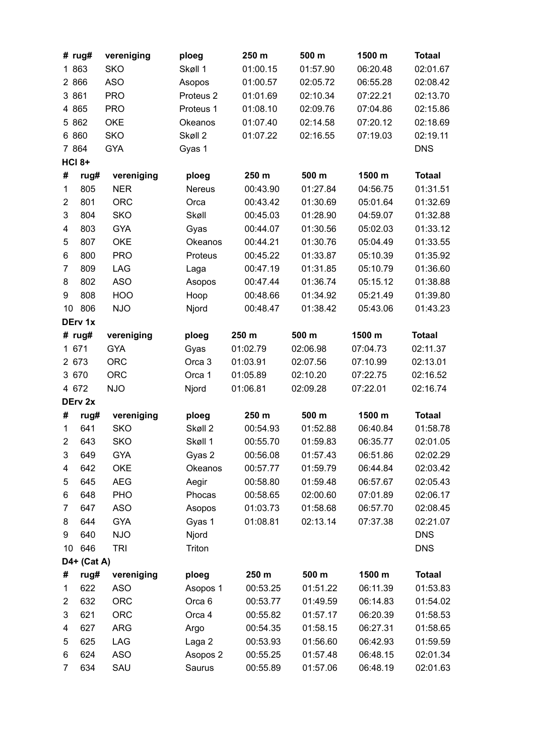| # | rug# | vereniging | ploeg | 250 m | 500 m | 1500 m | Totaal |
|---|---|---|---|---|---|---|---|
| 1 | 863 | SKO | Skøll 1 | 01:00.15 | 01:57.90 | 06:20.48 | 02:01.67 |
| 2 | 866 | ASO | Asopos | 01:00.57 | 02:05.72 | 06:55.28 | 02:08.42 |
| 3 | 861 | PRO | Proteus 2 | 01:01.69 | 02:10.34 | 07:22.21 | 02:13.70 |
| 4 | 865 | PRO | Proteus 1 | 01:08.10 | 02:09.76 | 07:04.86 | 02:15.86 |
| 5 | 862 | OKE | Okeanos | 01:07.40 | 02:14.58 | 07:20.12 | 02:18.69 |
| 6 | 860 | SKO | Skøll 2 | 01:07.22 | 02:16.55 | 07:19.03 | 02:19.11 |
| 7 | 864 | GYA | Gyas 1 | | | | DNS |

**HCl 8+**

| # | rug# | vereniging | ploeg | 250 m | 500 m | 1500 m | Totaal |
|---|---|---|---|---|---|---|---|
| 1 | 805 | NER | Nereus | 00:43.90 | 01:27.84 | 04:56.75 | 01:31.51 |
| 2 | 801 | ORC | Orca | 00:43.42 | 01:30.69 | 05:01.64 | 01:32.69 |
| 3 | 804 | SKO | Skøll | 00:45.03 | 01:28.90 | 04:59.07 | 01:32.88 |
| 4 | 803 | GYA | Gyas | 00:44.07 | 01:30.56 | 05:02.03 | 01:33.12 |
| 5 | 807 | OKE | Okeanos | 00:44.21 | 01:30.76 | 05:04.49 | 01:33.55 |
| 6 | 800 | PRO | Proteus | 00:45.22 | 01:33.87 | 05:10.39 | 01:35.92 |
| 7 | 809 | LAG | Laga | 00:47.19 | 01:31.85 | 05:10.79 | 01:36.60 |
| 8 | 802 | ASO | Asopos | 00:47.44 | 01:36.74 | 05:15.12 | 01:38.88 |
| 9 | 808 | HOO | Hoop | 00:48.66 | 01:34.92 | 05:21.49 | 01:39.80 |
| 10 | 806 | NJO | Njord | 00:48.47 | 01:38.42 | 05:43.06 | 01:43.23 |

**DErv 1x**

| # | rug# | vereniging | ploeg | 250 m | 500 m | 1500 m | Totaal |
|---|---|---|---|---|---|---|---|
| 1 | 671 | GYA | Gyas | 01:02.79 | 02:06.98 | 07:04.73 | 02:11.37 |
| 2 | 673 | ORC | Orca 3 | 01:03.91 | 02:07.56 | 07:10.99 | 02:13.01 |
| 3 | 670 | ORC | Orca 1 | 01:05.89 | 02:10.20 | 07:22.75 | 02:16.52 |
| 4 | 672 | NJO | Njord | 01:06.81 | 02:09.28 | 07:22.01 | 02:16.74 |

**DErv 2x**

| # | rug# | vereniging | ploeg | 250 m | 500 m | 1500 m | Totaal |
|---|---|---|---|---|---|---|---|
| 1 | 641 | SKO | Skøll 2 | 00:54.93 | 01:52.88 | 06:40.84 | 01:58.78 |
| 2 | 643 | SKO | Skøll 1 | 00:55.70 | 01:59.83 | 06:35.77 | 02:01.05 |
| 3 | 649 | GYA | Gyas 2 | 00:56.08 | 01:57.43 | 06:51.86 | 02:02.29 |
| 4 | 642 | OKE | Okeanos | 00:57.77 | 01:59.79 | 06:44.84 | 02:03.42 |
| 5 | 645 | AEG | Aegir | 00:58.80 | 01:59.48 | 06:57.67 | 02:05.43 |
| 6 | 648 | PHO | Phocas | 00:58.65 | 02:00.60 | 07:01.89 | 02:06.17 |
| 7 | 647 | ASO | Asopos | 01:03.73 | 01:58.68 | 06:57.70 | 02:08.45 |
| 8 | 644 | GYA | Gyas 1 | 01:08.81 | 02:13.14 | 07:37.38 | 02:21.07 |
| 9 | 640 | NJO | Njord | | | | DNS |
| 10 | 646 | TRI | Triton | | | | DNS |

**D4+ (Cat A)**

| # | rug# | vereniging | ploeg | 250 m | 500 m | 1500 m | Totaal |
|---|---|---|---|---|---|---|---|
| 1 | 622 | ASO | Asopos 1 | 00:53.25 | 01:51.22 | 06:11.39 | 01:53.83 |
| 2 | 632 | ORC | Orca 6 | 00:53.77 | 01:49.59 | 06:14.83 | 01:54.02 |
| 3 | 621 | ORC | Orca 4 | 00:55.82 | 01:57.17 | 06:20.39 | 01:58.53 |
| 4 | 627 | ARG | Argo | 00:54.35 | 01:58.15 | 06:27.31 | 01:58.65 |
| 5 | 625 | LAG | Laga 2 | 00:53.93 | 01:56.60 | 06:42.93 | 01:59.59 |
| 6 | 624 | ASO | Asopos 2 | 00:55.25 | 01:57.48 | 06:48.15 | 02:01.34 |
| 7 | 634 | SAU | Saurus | 00:55.89 | 01:57.06 | 06:48.19 | 02:01.63 |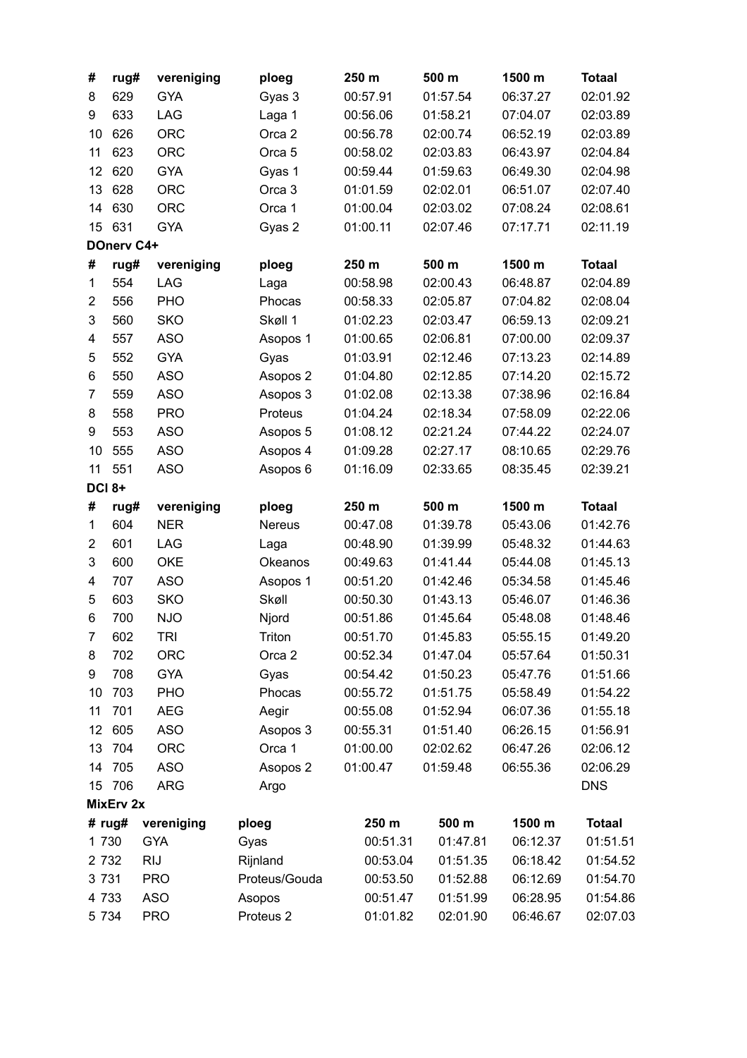| # | rug# | vereniging | ploeg | 250 m | 500 m | 1500 m | Totaal |
|---|---|---|---|---|---|---|---|
| 8 | 629 | GYA | Gyas 3 | 00:57.91 | 01:57.54 | 06:37.27 | 02:01.92 |
| 9 | 633 | LAG | Laga 1 | 00:56.06 | 01:58.21 | 07:04.07 | 02:03.89 |
| 10 | 626 | ORC | Orca 2 | 00:56.78 | 02:00.74 | 06:52.19 | 02:03.89 |
| 11 | 623 | ORC | Orca 5 | 00:58.02 | 02:03.83 | 06:43.97 | 02:04.84 |
| 12 | 620 | GYA | Gyas 1 | 00:59.44 | 01:59.63 | 06:49.30 | 02:04.98 |
| 13 | 628 | ORC | Orca 3 | 01:01.59 | 02:02.01 | 06:51.07 | 02:07.40 |
| 14 | 630 | ORC | Orca 1 | 01:00.04 | 02:03.02 | 07:08.24 | 02:08.61 |
| 15 | 631 | GYA | Gyas 2 | 01:00.11 | 02:07.46 | 07:17.71 | 02:11.19 |

**DOnerv C4+**

| # | rug# | vereniging | ploeg | 250 m | 500 m | 1500 m | Totaal |
|---|---|---|---|---|---|---|---|
| 1 | 554 | LAG | Laga | 00:58.98 | 02:00.43 | 06:48.87 | 02:04.89 |
| 2 | 556 | PHO | Phocas | 00:58.33 | 02:05.87 | 07:04.82 | 02:08.04 |
| 3 | 560 | SKO | Skøll 1 | 01:02.23 | 02:03.47 | 06:59.13 | 02:09.21 |
| 4 | 557 | ASO | Asopos 1 | 01:00.65 | 02:06.81 | 07:00.00 | 02:09.37 |
| 5 | 552 | GYA | Gyas | 01:03.91 | 02:12.46 | 07:13.23 | 02:14.89 |
| 6 | 550 | ASO | Asopos 2 | 01:04.80 | 02:12.85 | 07:14.20 | 02:15.72 |
| 7 | 559 | ASO | Asopos 3 | 01:02.08 | 02:13.38 | 07:38.96 | 02:16.84 |
| 8 | 558 | PRO | Proteus | 01:04.24 | 02:18.34 | 07:58.09 | 02:22.06 |
| 9 | 553 | ASO | Asopos 5 | 01:08.12 | 02:21.24 | 07:44.22 | 02:24.07 |
| 10 | 555 | ASO | Asopos 4 | 01:09.28 | 02:27.17 | 08:10.65 | 02:29.76 |
| 11 | 551 | ASO | Asopos 6 | 01:16.09 | 02:33.65 | 08:35.45 | 02:39.21 |

**DCl 8+**

| # | rug# | vereniging | ploeg | 250 m | 500 m | 1500 m | Totaal |
|---|---|---|---|---|---|---|---|
| 1 | 604 | NER | Nereus | 00:47.08 | 01:39.78 | 05:43.06 | 01:42.76 |
| 2 | 601 | LAG | Laga | 00:48.90 | 01:39.99 | 05:48.32 | 01:44.63 |
| 3 | 600 | OKE | Okeanos | 00:49.63 | 01:41.44 | 05:44.08 | 01:45.13 |
| 4 | 707 | ASO | Asopos 1 | 00:51.20 | 01:42.46 | 05:34.58 | 01:45.46 |
| 5 | 603 | SKO | Skøll | 00:50.30 | 01:43.13 | 05:46.07 | 01:46.36 |
| 6 | 700 | NJO | Njord | 00:51.86 | 01:45.64 | 05:48.08 | 01:48.46 |
| 7 | 602 | TRI | Triton | 00:51.70 | 01:45.83 | 05:55.15 | 01:49.20 |
| 8 | 702 | ORC | Orca 2 | 00:52.34 | 01:47.04 | 05:57.64 | 01:50.31 |
| 9 | 708 | GYA | Gyas | 00:54.42 | 01:50.23 | 05:47.76 | 01:51.66 |
| 10 | 703 | PHO | Phocas | 00:55.72 | 01:51.75 | 05:58.49 | 01:54.22 |
| 11 | 701 | AEG | Aegir | 00:55.08 | 01:52.94 | 06:07.36 | 01:55.18 |
| 12 | 605 | ASO | Asopos 3 | 00:55.31 | 01:51.40 | 06:26.15 | 01:56.91 |
| 13 | 704 | ORC | Orca 1 | 01:00.00 | 02:02.62 | 06:47.26 | 02:06.12 |
| 14 | 705 | ASO | Asopos 2 | 01:00.47 | 01:59.48 | 06:55.36 | 02:06.29 |
| 15 | 706 | ARG | Argo | | | | DNS |

**MixErv 2x**

| # | rug# | vereniging | ploeg | 250 m | 500 m | 1500 m | Totaal |
|---|---|---|---|---|---|---|---|
| 1 | 730 | GYA | Gyas | 00:51.31 | 01:47.81 | 06:12.37 | 01:51.51 |
| 2 | 732 | RIJ | Rijnland | 00:53.04 | 01:51.35 | 06:18.42 | 01:54.52 |
| 3 | 731 | PRO | Proteus/Gouda | 00:53.50 | 01:52.88 | 06:12.69 | 01:54.70 |
| 4 | 733 | ASO | Asopos | 00:51.47 | 01:51.99 | 06:28.95 | 01:54.86 |
| 5 | 734 | PRO | Proteus 2 | 01:01.82 | 02:01.90 | 06:46.67 | 02:07.03 |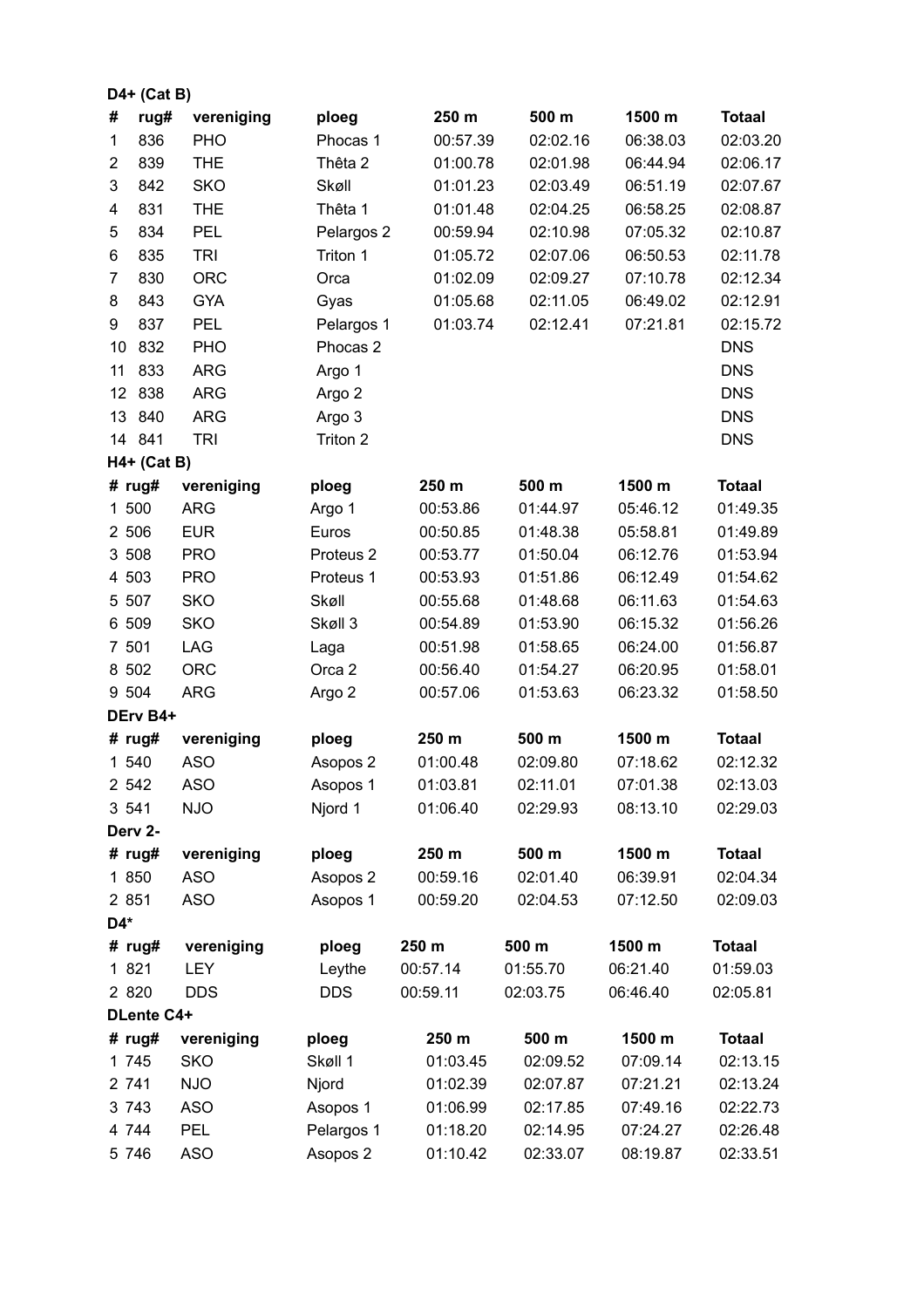**D4+ (Cat B)**

| # | rug# | vereniging | ploeg | 250 m | 500 m | 1500 m | Totaal |
|---|---|---|---|---|---|---|---|
| 1 | 836 | PHO | Phocas 1 | 00:57.39 | 02:02.16 | 06:38.03 | 02:03.20 |
| 2 | 839 | THE | Thêta 2 | 01:00.78 | 02:01.98 | 06:44.94 | 02:06.17 |
| 3 | 842 | SKO | Skøll | 01:01.23 | 02:03.49 | 06:51.19 | 02:07.67 |
| 4 | 831 | THE | Thêta 1 | 01:01.48 | 02:04.25 | 06:58.25 | 02:08.87 |
| 5 | 834 | PEL | Pelargos 2 | 00:59.94 | 02:10.98 | 07:05.32 | 02:10.87 |
| 6 | 835 | TRI | Triton 1 | 01:05.72 | 02:07.06 | 06:50.53 | 02:11.78 |
| 7 | 830 | ORC | Orca | 01:02.09 | 02:09.27 | 07:10.78 | 02:12.34 |
| 8 | 843 | GYA | Gyas | 01:05.68 | 02:11.05 | 06:49.02 | 02:12.91 |
| 9 | 837 | PEL | Pelargos 1 | 01:03.74 | 02:12.41 | 07:21.81 | 02:15.72 |
| 10 | 832 | PHO | Phocas 2 | | | | DNS |
| 11 | 833 | ARG | Argo 1 | | | | DNS |
| 12 | 838 | ARG | Argo 2 | | | | DNS |
| 13 | 840 | ARG | Argo 3 | | | | DNS |
| 14 | 841 | TRI | Triton 2 | | | | DNS |

**H4+ (Cat B)**

| # | rug# | vereniging | ploeg | 250 m | 500 m | 1500 m | Totaal |
|---|---|---|---|---|---|---|---|
| 1 | 500 | ARG | Argo 1 | 00:53.86 | 01:44.97 | 05:46.12 | 01:49.35 |
| 2 | 506 | EUR | Euros | 00:50.85 | 01:48.38 | 05:58.81 | 01:49.89 |
| 3 | 508 | PRO | Proteus 2 | 00:53.77 | 01:50.04 | 06:12.76 | 01:53.94 |
| 4 | 503 | PRO | Proteus 1 | 00:53.93 | 01:51.86 | 06:12.49 | 01:54.62 |
| 5 | 507 | SKO | Skøll | 00:55.68 | 01:48.68 | 06:11.63 | 01:54.63 |
| 6 | 509 | SKO | Skøll 3 | 00:54.89 | 01:53.90 | 06:15.32 | 01:56.26 |
| 7 | 501 | LAG | Laga | 00:51.98 | 01:58.65 | 06:24.00 | 01:56.87 |
| 8 | 502 | ORC | Orca 2 | 00:56.40 | 01:54.27 | 06:20.95 | 01:58.01 |
| 9 | 504 | ARG | Argo 2 | 00:57.06 | 01:53.63 | 06:23.32 | 01:58.50 |

**DErv B4+**

| # | rug# | vereniging | ploeg | 250 m | 500 m | 1500 m | Totaal |
|---|---|---|---|---|---|---|---|
| 1 | 540 | ASO | Asopos 2 | 01:00.48 | 02:09.80 | 07:18.62 | 02:12.32 |
| 2 | 542 | ASO | Asopos 1 | 01:03.81 | 02:11.01 | 07:01.38 | 02:13.03 |
| 3 | 541 | NJO | Njord 1 | 01:06.40 | 02:29.93 | 08:13.10 | 02:29.03 |

**Derv 2-**

| # | rug# | vereniging | ploeg | 250 m | 500 m | 1500 m | Totaal |
|---|---|---|---|---|---|---|---|
| 1 | 850 | ASO | Asopos 2 | 00:59.16 | 02:01.40 | 06:39.91 | 02:04.34 |
| 2 | 851 | ASO | Asopos 1 | 00:59.20 | 02:04.53 | 07:12.50 | 02:09.03 |

**D4***

| # | rug# | vereniging | ploeg | 250 m | 500 m | 1500 m | Totaal |
|---|---|---|---|---|---|---|---|
| 1 | 821 | LEY | Leythe | 00:57.14 | 01:55.70 | 06:21.40 | 01:59.03 |
| 2 | 820 | DDS | DDS | 00:59.11 | 02:03.75 | 06:46.40 | 02:05.81 |

**DLente C4+**

| # | rug# | vereniging | ploeg | 250 m | 500 m | 1500 m | Totaal |
|---|---|---|---|---|---|---|---|
| 1 | 745 | SKO | Skøll 1 | 01:03.45 | 02:09.52 | 07:09.14 | 02:13.15 |
| 2 | 741 | NJO | Njord | 01:02.39 | 02:07.87 | 07:21.21 | 02:13.24 |
| 3 | 743 | ASO | Asopos 1 | 01:06.99 | 02:17.85 | 07:49.16 | 02:22.73 |
| 4 | 744 | PEL | Pelargos 1 | 01:18.20 | 02:14.95 | 07:24.27 | 02:26.48 |
| 5 | 746 | ASO | Asopos 2 | 01:10.42 | 02:33.07 | 08:19.87 | 02:33.51 |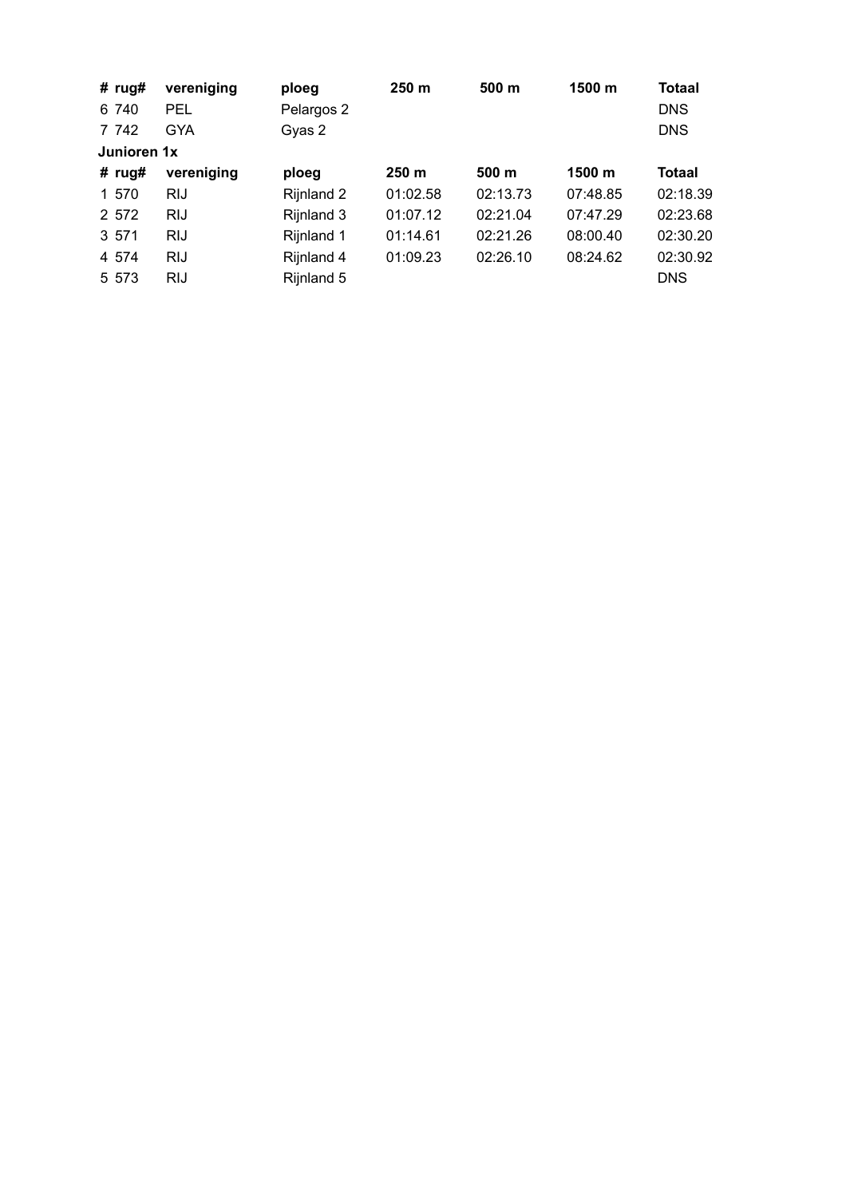| # | rug# | vereniging | ploeg | 250 m | 500 m | 1500 m | Totaal |
|---|---|---|---|---|---|---|---|
| 6 | 740 | PEL | Pelargos 2 | | | | DNS |
| 7 | 742 | GYA | Gyas 2 | | | | DNS |

**Junioren 1x**

| # | rug# | vereniging | ploeg | 250 m | 500 m | 1500 m | Totaal |
|---|---|---|---|---|---|---|---|
| 1 | 570 | RIJ | Rijnland 2 | 01:02.58 | 02:13.73 | 07:48.85 | 02:18.39 |
| 2 | 572 | RIJ | Rijnland 3 | 01:07.12 | 02:21.04 | 07:47.29 | 02:23.68 |
| 3 | 571 | RIJ | Rijnland 1 | 01:14.61 | 02:21.26 | 08:00.40 | 02:30.20 |
| 4 | 574 | RIJ | Rijnland 4 | 01:09.23 | 02:26.10 | 08:24.62 | 02:30.92 |
| 5 | 573 | RIJ | Rijnland 5 | | | | DNS |